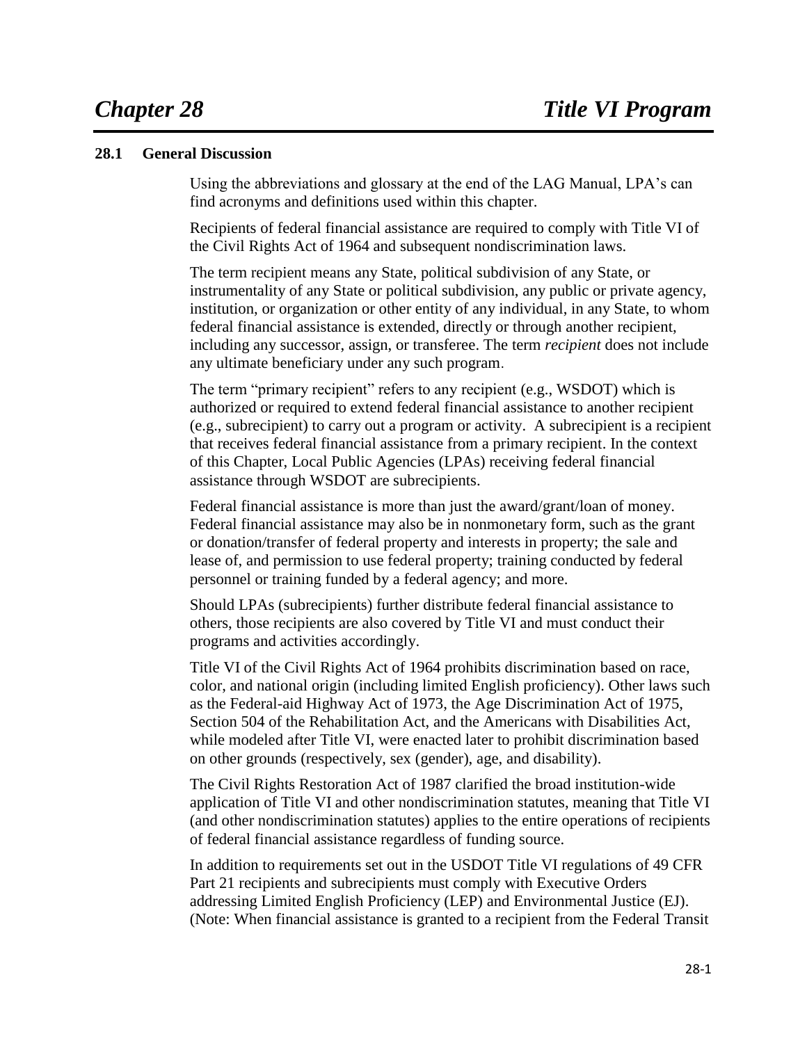# Chapter 28 Title VI Program

## 28.1 General Discussion

Using the abbreviations and glossary at the end of the LAG Manual, LPA's can find acronyms and definitions used within this chapter.

Recipients of federal financial assistance are required to comply with Title VI of the Civil Rights Act of 1964 and subsequent nondiscrimination laws.

The term recipient means any State, political subdivision of any State, or instrumentality of any State or political subdivision, any public or private agency, institution, or organization or other entity of any individual, in any State, to whom federal financial assistance is extended, directly or through another recipient, including any successor, assign, or transferee. The term *recipient* does not include any ultimate beneficiary under any such program.

The term "primary recipient" refers to any recipient (e.g., WSDOT) which is authorized or required to extend federal financial assistance to another recipient (e.g., subrecipient) to carry out a program or activity. A subrecipient is a recipient that receives federal financial assistance from a primary recipient. In the context of this Chapter, Local Public Agencies (LPAs) receiving federal financial assistance through WSDOT are subrecipients.

Federal financial assistance is more than just the award/grant/loan of money. Federal financial assistance may also be in nonmonetary form, such as the grant or donation/transfer of federal property and interests in property; the sale and lease of, and permission to use federal property; training conducted by federal personnel or training funded by a federal agency; and more.

Should LPAs (subrecipients) further distribute federal financial assistance to others, those recipients are also covered by Title VI and must conduct their programs and activities accordingly.

Title VI of the Civil Rights Act of 1964 prohibits discrimination based on race, color, and national origin (including limited English proficiency). Other laws such as the Federal-aid Highway Act of 1973, the Age Discrimination Act of 1975, Section 504 of the Rehabilitation Act, and the Americans with Disabilities Act, while modeled after Title VI, were enacted later to prohibit discrimination based on other grounds (respectively, sex (gender), age, and disability).

The Civil Rights Restoration Act of 1987 clarified the broad institution-wide application of Title VI and other nondiscrimination statutes, meaning that Title VI (and other nondiscrimination statutes) applies to the entire operations of recipients of federal financial assistance regardless of funding source.

In addition to requirements set out in the USDOT Title VI regulations of 49 CFR Part 21 recipients and subrecipients must comply with Executive Orders addressing Limited English Proficiency (LEP) and Environmental Justice (EJ). (Note: When financial assistance is granted to a recipient from the Federal Transit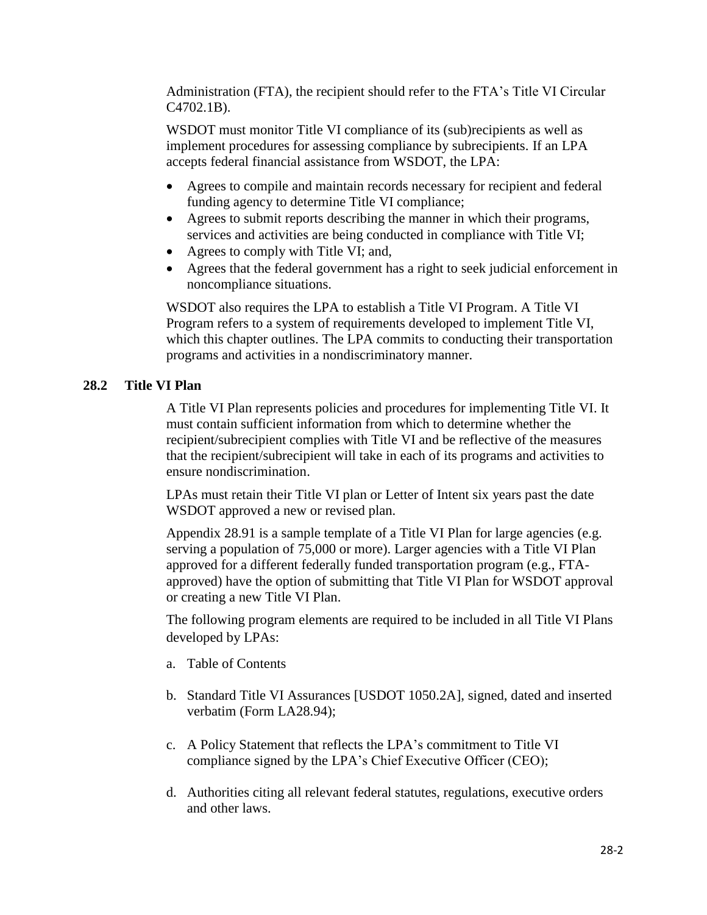Administration (FTA), the recipient should refer to the FTA's Title VI Circular C4702.1B).

WSDOT must monitor Title VI compliance of its (sub)recipients as well as implement procedures for assessing compliance by subrecipients. If an LPA accepts federal financial assistance from WSDOT, the LPA:

- Agrees to compile and maintain records necessary for recipient and federal funding agency to determine Title VI compliance;
- Agrees to submit reports describing the manner in which their programs, services and activities are being conducted in compliance with Title VI;
- Agrees to comply with Title VI; and,
- Agrees that the federal government has a right to seek judicial enforcement in noncompliance situations.

WSDOT also requires the LPA to establish a Title VI Program. A Title VI Program refers to a system of requirements developed to implement Title VI, which this chapter outlines. The LPA commits to conducting their transportation programs and activities in a nondiscriminatory manner.

## 28.2 Title VI Plan

A Title VI Plan represents policies and procedures for implementing Title VI. It must contain sufficient information from which to determine whether the recipient/subrecipient complies with Title VI and be reflective of the measures that the recipient/subrecipient will take in each of its programs and activities to ensure nondiscrimination.

LPAs must retain their Title VI plan or Letter of Intent six years past the date WSDOT approved a new or revised plan.

Appendix 28.91 is a sample template of a Title VI Plan for large agencies (e.g. serving a population of 75,000 or more). Larger agencies with a Title VI Plan approved for a different federally funded transportation program (e.g., FTA-approved) have the option of submitting that Title VI Plan for WSDOT approval or creating a new Title VI Plan.

The following program elements are required to be included in all Title VI Plans developed by LPAs:

a. Table of Contents

b. Standard Title VI Assurances [USDOT 1050.2A], signed, dated and inserted verbatim (Form LA28.94);

c. A Policy Statement that reflects the LPA's commitment to Title VI compliance signed by the LPA's Chief Executive Officer (CEO);

d. Authorities citing all relevant federal statutes, regulations, executive orders and other laws.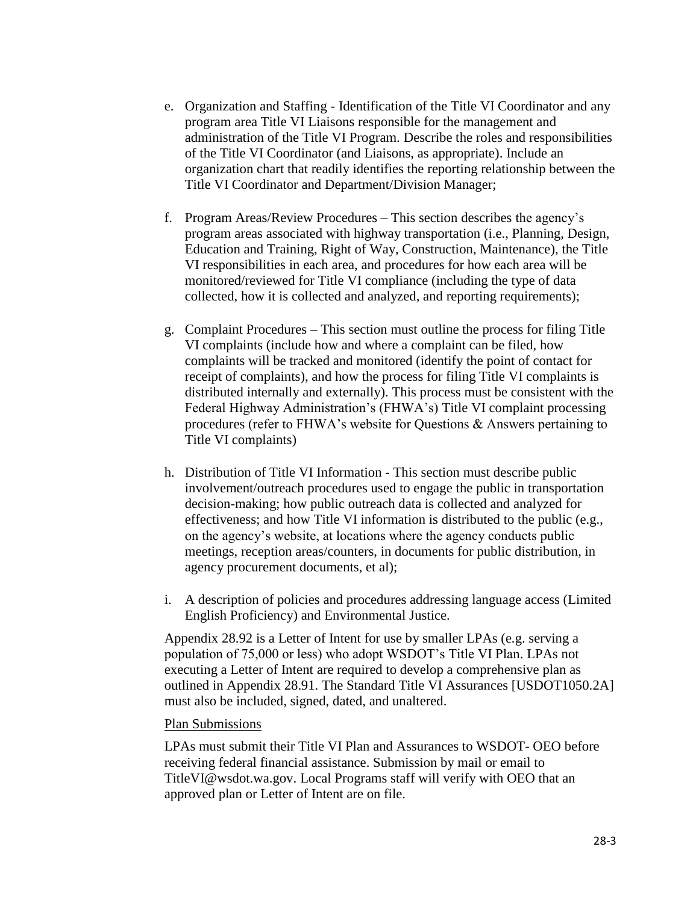e. Organization and Staffing - Identification of the Title VI Coordinator and any program area Title VI Liaisons responsible for the management and administration of the Title VI Program. Describe the roles and responsibilities of the Title VI Coordinator (and Liaisons, as appropriate). Include an organization chart that readily identifies the reporting relationship between the Title VI Coordinator and Department/Division Manager;

f. Program Areas/Review Procedures – This section describes the agency's program areas associated with highway transportation (i.e., Planning, Design, Education and Training, Right of Way, Construction, Maintenance), the Title VI responsibilities in each area, and procedures for how each area will be monitored/reviewed for Title VI compliance (including the type of data collected, how it is collected and analyzed, and reporting requirements);

g. Complaint Procedures – This section must outline the process for filing Title VI complaints (include how and where a complaint can be filed, how complaints will be tracked and monitored (identify the point of contact for receipt of complaints), and how the process for filing Title VI complaints is distributed internally and externally). This process must be consistent with the Federal Highway Administration's (FHWA's) Title VI complaint processing procedures (refer to FHWA's website for Questions & Answers pertaining to Title VI complaints)

h. Distribution of Title VI Information - This section must describe public involvement/outreach procedures used to engage the public in transportation decision-making; how public outreach data is collected and analyzed for effectiveness; and how Title VI information is distributed to the public (e.g., on the agency's website, at locations where the agency conducts public meetings, reception areas/counters, in documents for public distribution, in agency procurement documents, et al);

i. A description of policies and procedures addressing language access (Limited English Proficiency) and Environmental Justice.

Appendix 28.92 is a Letter of Intent for use by smaller LPAs (e.g. serving a population of 75,000 or less) who adopt WSDOT's Title VI Plan. LPAs not executing a Letter of Intent are required to develop a comprehensive plan as outlined in Appendix 28.91. The Standard Title VI Assurances [USDOT1050.2A] must also be included, signed, dated, and unaltered.

Plan Submissions

LPAs must submit their Title VI Plan and Assurances to WSDOT- OEO before receiving federal financial assistance. Submission by mail or email to TitleVI@wsdot.wa.gov. Local Programs staff will verify with OEO that an approved plan or Letter of Intent are on file.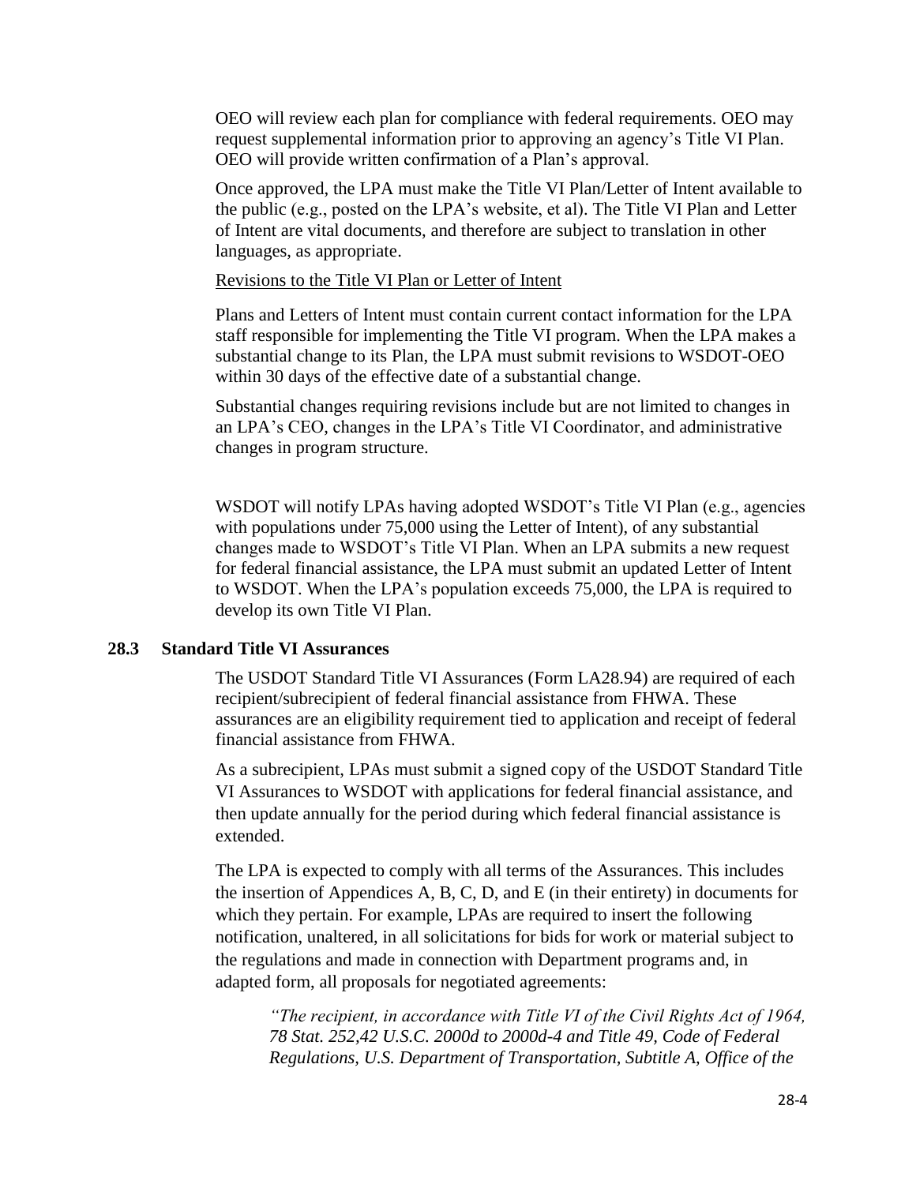OEO will review each plan for compliance with federal requirements. OEO may request supplemental information prior to approving an agency's Title VI Plan. OEO will provide written confirmation of a Plan's approval.

Once approved, the LPA must make the Title VI Plan/Letter of Intent available to the public (e.g., posted on the LPA's website, et al). The Title VI Plan and Letter of Intent are vital documents, and therefore are subject to translation in other languages, as appropriate.

Revisions to the Title VI Plan or Letter of Intent

Plans and Letters of Intent must contain current contact information for the LPA staff responsible for implementing the Title VI program. When the LPA makes a substantial change to its Plan, the LPA must submit revisions to WSDOT-OEO within 30 days of the effective date of a substantial change.

Substantial changes requiring revisions include but are not limited to changes in an LPA's CEO, changes in the LPA's Title VI Coordinator, and administrative changes in program structure.

WSDOT will notify LPAs having adopted WSDOT's Title VI Plan (e.g., agencies with populations under 75,000 using the Letter of Intent), of any substantial changes made to WSDOT's Title VI Plan. When an LPA submits a new request for federal financial assistance, the LPA must submit an updated Letter of Intent to WSDOT. When the LPA's population exceeds 75,000, the LPA is required to develop its own Title VI Plan.

## 28.3 Standard Title VI Assurances

The USDOT Standard Title VI Assurances (Form LA28.94) are required of each recipient/subrecipient of federal financial assistance from FHWA. These assurances are an eligibility requirement tied to application and receipt of federal financial assistance from FHWA.

As a subrecipient, LPAs must submit a signed copy of the USDOT Standard Title VI Assurances to WSDOT with applications for federal financial assistance, and then update annually for the period during which federal financial assistance is extended.

The LPA is expected to comply with all terms of the Assurances. This includes the insertion of Appendices A, B, C, D, and E (in their entirety) in documents for which they pertain. For example, LPAs are required to insert the following notification, unaltered, in all solicitations for bids for work or material subject to the regulations and made in connection with Department programs and, in adapted form, all proposals for negotiated agreements:

> *"The recipient, in accordance with Title VI of the Civil Rights Act of 1964, 78 Stat. 252,42 U.S.C. 2000d to 2000d-4 and Title 49, Code of Federal Regulations, U.S. Department of Transportation, Subtitle A, Office of the*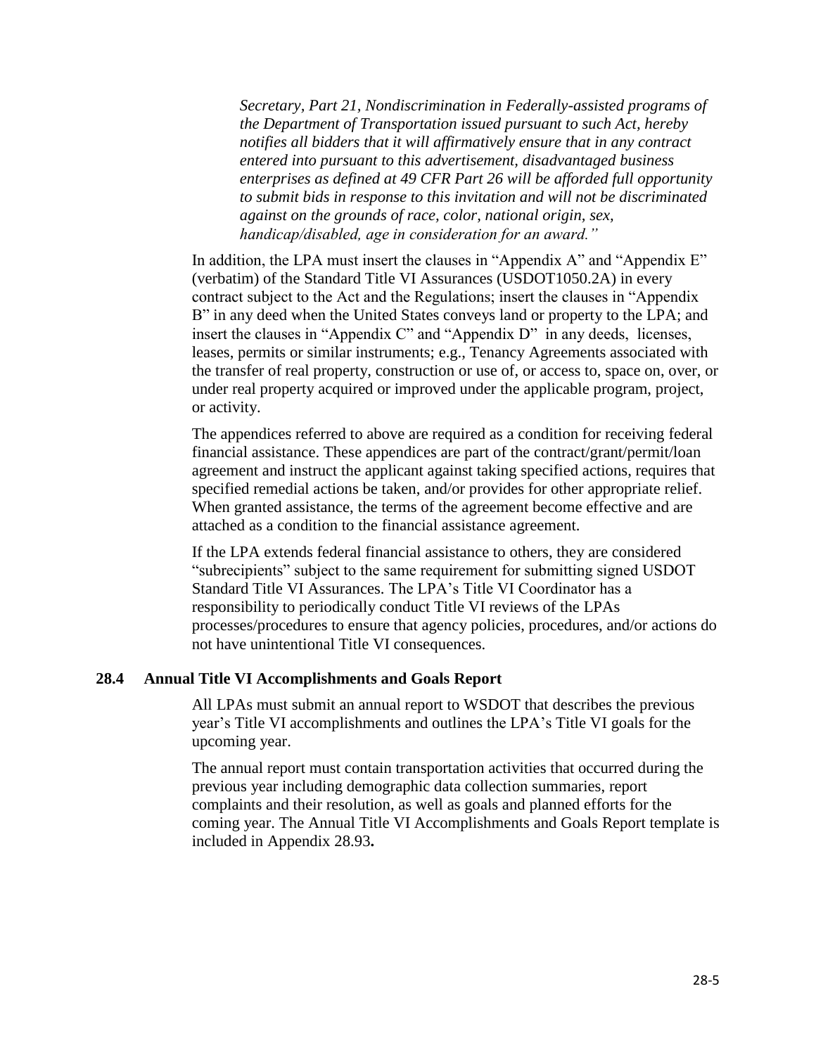*Secretary, Part 21, Nondiscrimination in Federally-assisted programs of the Department of Transportation issued pursuant to such Act, hereby notifies all bidders that it will affirmatively ensure that in any contract entered into pursuant to this advertisement, disadvantaged business enterprises as defined at 49 CFR Part 26 will be afforded full opportunity to submit bids in response to this invitation and will not be discriminated against on the grounds of race, color, national origin, sex, handicap/disabled, age in consideration for an award."*

In addition, the LPA must insert the clauses in "Appendix A" and "Appendix E" (verbatim) of the Standard Title VI Assurances (USDOT1050.2A) in every contract subject to the Act and the Regulations; insert the clauses in "Appendix B" in any deed when the United States conveys land or property to the LPA; and insert the clauses in "Appendix C" and "Appendix D" in any deeds, licenses, leases, permits or similar instruments; e.g., Tenancy Agreements associated with the transfer of real property, construction or use of, or access to, space on, over, or under real property acquired or improved under the applicable program, project, or activity.

The appendices referred to above are required as a condition for receiving federal financial assistance. These appendices are part of the contract/grant/permit/loan agreement and instruct the applicant against taking specified actions, requires that specified remedial actions be taken, and/or provides for other appropriate relief. When granted assistance, the terms of the agreement become effective and are attached as a condition to the financial assistance agreement.

If the LPA extends federal financial assistance to others, they are considered "subrecipients" subject to the same requirement for submitting signed USDOT Standard Title VI Assurances. The LPA's Title VI Coordinator has a responsibility to periodically conduct Title VI reviews of the LPAs processes/procedures to ensure that agency policies, procedures, and/or actions do not have unintentional Title VI consequences.

### 28.4 Annual Title VI Accomplishments and Goals Report

All LPAs must submit an annual report to WSDOT that describes the previous year's Title VI accomplishments and outlines the LPA's Title VI goals for the upcoming year.

The annual report must contain transportation activities that occurred during the previous year including demographic data collection summaries, report complaints and their resolution, as well as goals and planned efforts for the coming year. The Annual Title VI Accomplishments and Goals Report template is included in Appendix 28.93**.**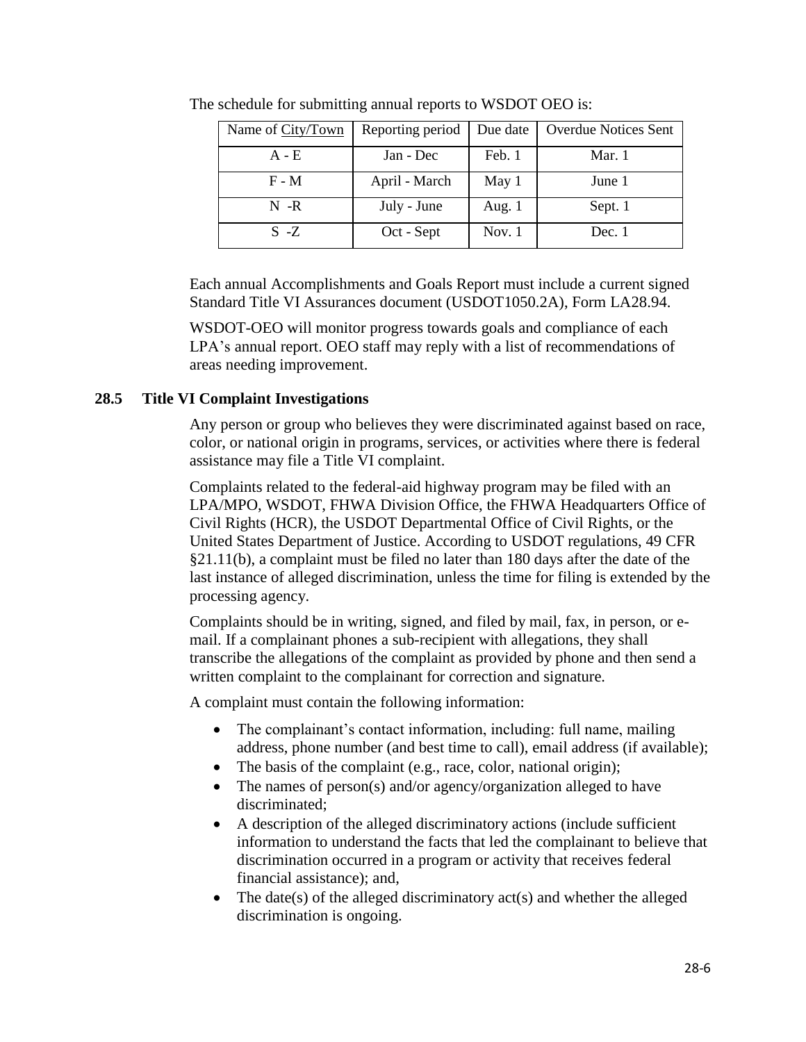The schedule for submitting annual reports to WSDOT OEO is:

| Name of City/Town | Reporting period | Due date | Overdue Notices Sent |
|---|---|---|---|
| A - E | Jan - Dec | Feb. 1 | Mar. 1 |
| F - M | April - March | May 1 | June 1 |
| N -R | July - June | Aug. 1 | Sept. 1 |
| S -Z | Oct - Sept | Nov. 1 | Dec. 1 |

Each annual Accomplishments and Goals Report must include a current signed Standard Title VI Assurances document (USDOT1050.2A), Form LA28.94.

WSDOT-OEO will monitor progress towards goals and compliance of each LPA's annual report. OEO staff may reply with a list of recommendations of areas needing improvement.

## 28.5 Title VI Complaint Investigations

Any person or group who believes they were discriminated against based on race, color, or national origin in programs, services, or activities where there is federal assistance may file a Title VI complaint.

Complaints related to the federal-aid highway program may be filed with an LPA/MPO, WSDOT, FHWA Division Office, the FHWA Headquarters Office of Civil Rights (HCR), the USDOT Departmental Office of Civil Rights, or the United States Department of Justice. According to USDOT regulations, 49 CFR §21.11(b), a complaint must be filed no later than 180 days after the date of the last instance of alleged discrimination, unless the time for filing is extended by the processing agency.

Complaints should be in writing, signed, and filed by mail, fax, in person, or e-mail. If a complainant phones a sub-recipient with allegations, they shall transcribe the allegations of the complaint as provided by phone and then send a written complaint to the complainant for correction and signature.

A complaint must contain the following information:

- The complainant's contact information, including: full name, mailing address, phone number (and best time to call), email address (if available);
- The basis of the complaint (e.g., race, color, national origin);
- The names of person(s) and/or agency/organization alleged to have discriminated;
- A description of the alleged discriminatory actions (include sufficient information to understand the facts that led the complainant to believe that discrimination occurred in a program or activity that receives federal financial assistance); and,
- The date(s) of the alleged discriminatory act(s) and whether the alleged discrimination is ongoing.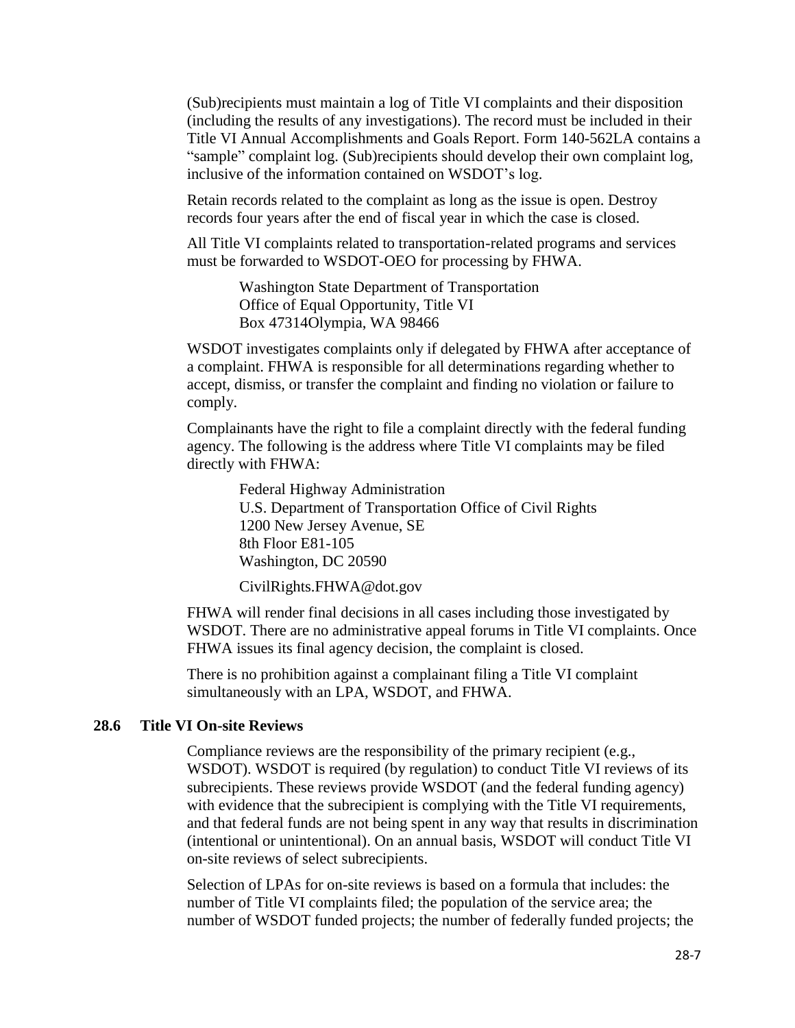(Sub)recipients must maintain a log of Title VI complaints and their disposition (including the results of any investigations). The record must be included in their Title VI Annual Accomplishments and Goals Report. Form 140-562LA contains a "sample" complaint log. (Sub)recipients should develop their own complaint log, inclusive of the information contained on WSDOT's log.

Retain records related to the complaint as long as the issue is open. Destroy records four years after the end of fiscal year in which the case is closed.

All Title VI complaints related to transportation-related programs and services must be forwarded to WSDOT-OEO for processing by FHWA.

> Washington State Department of Transportation
> Office of Equal Opportunity, Title VI
> Box 47314Olympia, WA 98466

WSDOT investigates complaints only if delegated by FHWA after acceptance of a complaint. FHWA is responsible for all determinations regarding whether to accept, dismiss, or transfer the complaint and finding no violation or failure to comply.

Complainants have the right to file a complaint directly with the federal funding agency. The following is the address where Title VI complaints may be filed directly with FHWA:

> Federal Highway Administration
> U.S. Department of Transportation Office of Civil Rights
> 1200 New Jersey Avenue, SE
> 8th Floor E81-105
> Washington, DC 20590
>
> CivilRights.FHWA@dot.gov

FHWA will render final decisions in all cases including those investigated by WSDOT. There are no administrative appeal forums in Title VI complaints. Once FHWA issues its final agency decision, the complaint is closed.

There is no prohibition against a complainant filing a Title VI complaint simultaneously with an LPA, WSDOT, and FHWA.

## 28.6 Title VI On-site Reviews

Compliance reviews are the responsibility of the primary recipient (e.g., WSDOT). WSDOT is required (by regulation) to conduct Title VI reviews of its subrecipients. These reviews provide WSDOT (and the federal funding agency) with evidence that the subrecipient is complying with the Title VI requirements, and that federal funds are not being spent in any way that results in discrimination (intentional or unintentional). On an annual basis, WSDOT will conduct Title VI on-site reviews of select subrecipients.

Selection of LPAs for on-site reviews is based on a formula that includes: the number of Title VI complaints filed; the population of the service area; the number of WSDOT funded projects; the number of federally funded projects; the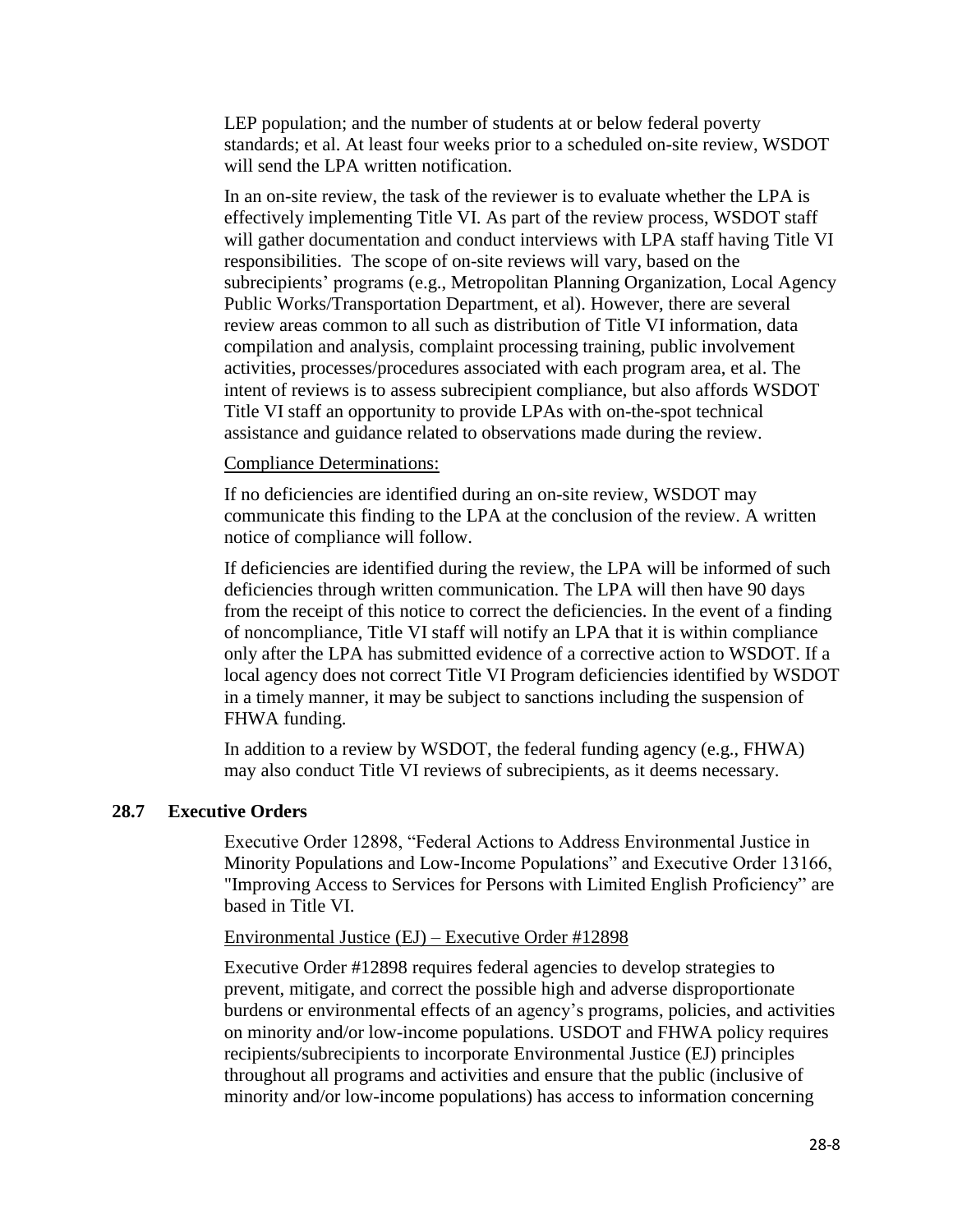LEP population; and the number of students at or below federal poverty standards; et al. At least four weeks prior to a scheduled on-site review, WSDOT will send the LPA written notification.

In an on-site review, the task of the reviewer is to evaluate whether the LPA is effectively implementing Title VI. As part of the review process, WSDOT staff will gather documentation and conduct interviews with LPA staff having Title VI responsibilities. The scope of on-site reviews will vary, based on the subrecipients' programs (e.g., Metropolitan Planning Organization, Local Agency Public Works/Transportation Department, et al). However, there are several review areas common to all such as distribution of Title VI information, data compilation and analysis, complaint processing training, public involvement activities, processes/procedures associated with each program area, et al. The intent of reviews is to assess subrecipient compliance, but also affords WSDOT Title VI staff an opportunity to provide LPAs with on-the-spot technical assistance and guidance related to observations made during the review.

Compliance Determinations:

If no deficiencies are identified during an on-site review, WSDOT may communicate this finding to the LPA at the conclusion of the review. A written notice of compliance will follow.

If deficiencies are identified during the review, the LPA will be informed of such deficiencies through written communication. The LPA will then have 90 days from the receipt of this notice to correct the deficiencies. In the event of a finding of noncompliance, Title VI staff will notify an LPA that it is within compliance only after the LPA has submitted evidence of a corrective action to WSDOT. If a local agency does not correct Title VI Program deficiencies identified by WSDOT in a timely manner, it may be subject to sanctions including the suspension of FHWA funding.

In addition to a review by WSDOT, the federal funding agency (e.g., FHWA) may also conduct Title VI reviews of subrecipients, as it deems necessary.

## 28.7 Executive Orders

Executive Order 12898, "Federal Actions to Address Environmental Justice in Minority Populations and Low-Income Populations" and Executive Order 13166, "Improving Access to Services for Persons with Limited English Proficiency" are based in Title VI.

Environmental Justice (EJ) – Executive Order #12898

Executive Order #12898 requires federal agencies to develop strategies to prevent, mitigate, and correct the possible high and adverse disproportionate burdens or environmental effects of an agency's programs, policies, and activities on minority and/or low-income populations. USDOT and FHWA policy requires recipients/subrecipients to incorporate Environmental Justice (EJ) principles throughout all programs and activities and ensure that the public (inclusive of minority and/or low-income populations) has access to information concerning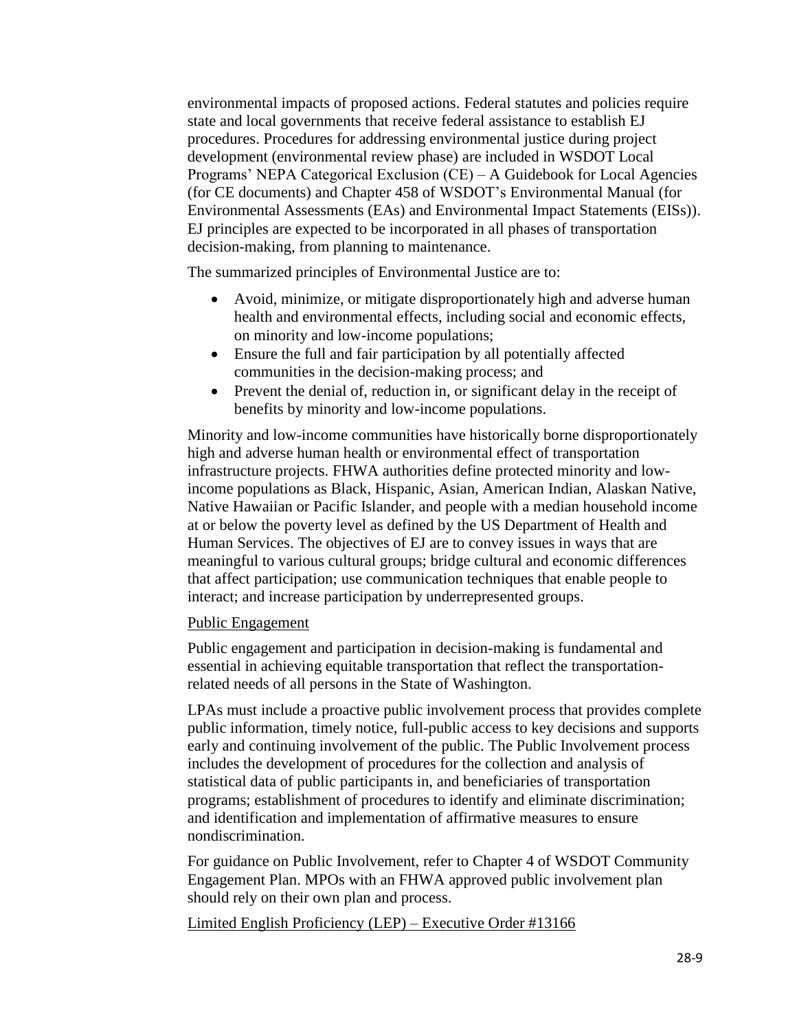environmental impacts of proposed actions. Federal statutes and policies require state and local governments that receive federal assistance to establish EJ procedures. Procedures for addressing environmental justice during project development (environmental review phase) are included in WSDOT Local Programs' NEPA Categorical Exclusion (CE) – A Guidebook for Local Agencies (for CE documents) and Chapter 458 of WSDOT's Environmental Manual (for Environmental Assessments (EAs) and Environmental Impact Statements (EISs)). EJ principles are expected to be incorporated in all phases of transportation decision-making, from planning to maintenance.

The summarized principles of Environmental Justice are to:

- Avoid, minimize, or mitigate disproportionately high and adverse human health and environmental effects, including social and economic effects, on minority and low-income populations;
- Ensure the full and fair participation by all potentially affected communities in the decision-making process; and
- Prevent the denial of, reduction in, or significant delay in the receipt of benefits by minority and low-income populations.

Minority and low-income communities have historically borne disproportionately high and adverse human health or environmental effect of transportation infrastructure projects. FHWA authorities define protected minority and low-income populations as Black, Hispanic, Asian, American Indian, Alaskan Native, Native Hawaiian or Pacific Islander, and people with a median household income at or below the poverty level as defined by the US Department of Health and Human Services. The objectives of EJ are to convey issues in ways that are meaningful to various cultural groups; bridge cultural and economic differences that affect participation; use communication techniques that enable people to interact; and increase participation by underrepresented groups.

<u>Public Engagement</u>

Public engagement and participation in decision-making is fundamental and essential in achieving equitable transportation that reflect the transportation-related needs of all persons in the State of Washington.

LPAs must include a proactive public involvement process that provides complete public information, timely notice, full-public access to key decisions and supports early and continuing involvement of the public. The Public Involvement process includes the development of procedures for the collection and analysis of statistical data of public participants in, and beneficiaries of transportation programs; establishment of procedures to identify and eliminate discrimination; and identification and implementation of affirmative measures to ensure nondiscrimination.

For guidance on Public Involvement, refer to Chapter 4 of WSDOT Community Engagement Plan. MPOs with an FHWA approved public involvement plan should rely on their own plan and process.

<u>Limited English Proficiency (LEP) – Executive Order #13166</u>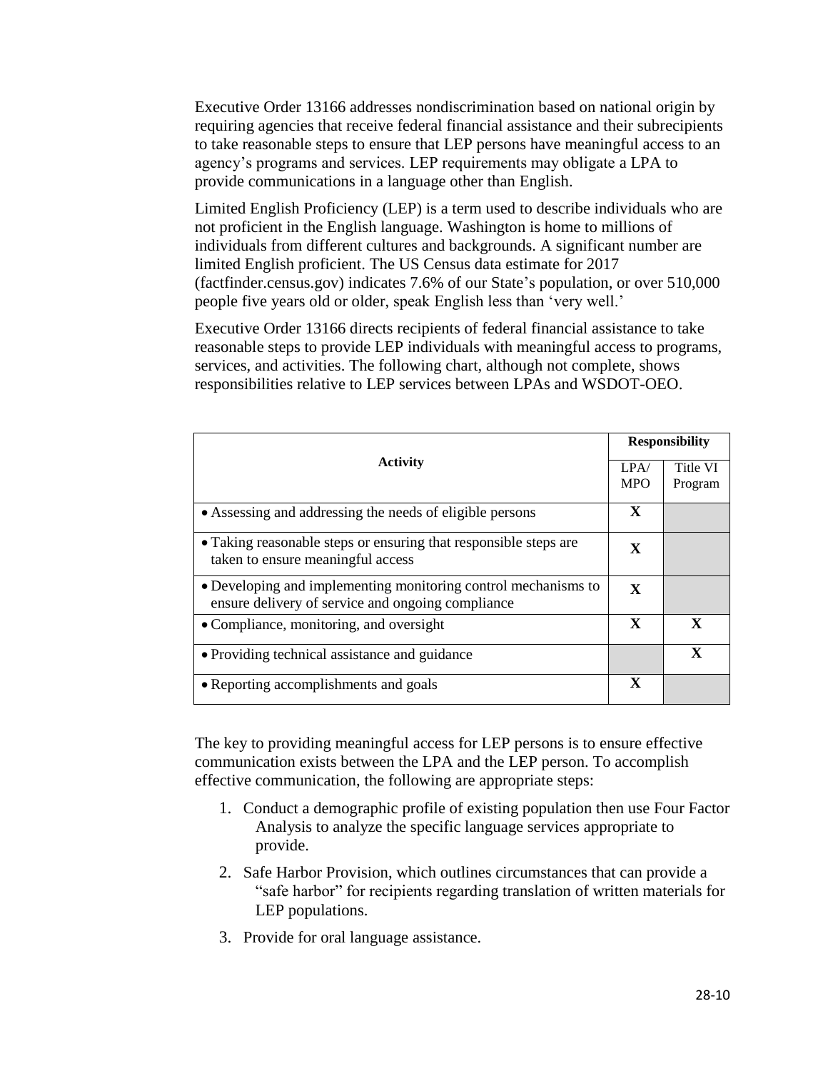Executive Order 13166 addresses nondiscrimination based on national origin by requiring agencies that receive federal financial assistance and their subrecipients to take reasonable steps to ensure that LEP persons have meaningful access to an agency's programs and services. LEP requirements may obligate a LPA to provide communications in a language other than English.

Limited English Proficiency (LEP) is a term used to describe individuals who are not proficient in the English language. Washington is home to millions of individuals from different cultures and backgrounds. A significant number are limited English proficient. The US Census data estimate for 2017 (factfinder.census.gov) indicates 7.6% of our State's population, or over 510,000 people five years old or older, speak English less than 'very well.'

Executive Order 13166 directs recipients of federal financial assistance to take reasonable steps to provide LEP individuals with meaningful access to programs, services, and activities. The following chart, although not complete, shows responsibilities relative to LEP services between LPAs and WSDOT-OEO.

| Activity | **Responsibility** | |
|---|---|---|
| | LPA/ MPO | Title VI Program |
| • Assessing and addressing the needs of eligible persons | **X** | |
| • Taking reasonable steps or ensuring that responsible steps are taken to ensure meaningful access | **X** | |
| • Developing and implementing monitoring control mechanisms to ensure delivery of service and ongoing compliance | **X** | |
| • Compliance, monitoring, and oversight | **X** | **X** |
| • Providing technical assistance and guidance | | **X** |
| • Reporting accomplishments and goals | **X** | |

The key to providing meaningful access for LEP persons is to ensure effective communication exists between the LPA and the LEP person. To accomplish effective communication, the following are appropriate steps:

1. Conduct a demographic profile of existing population then use Four Factor Analysis to analyze the specific language services appropriate to provide.
2. Safe Harbor Provision, which outlines circumstances that can provide a "safe harbor" for recipients regarding translation of written materials for LEP populations.
3. Provide for oral language assistance.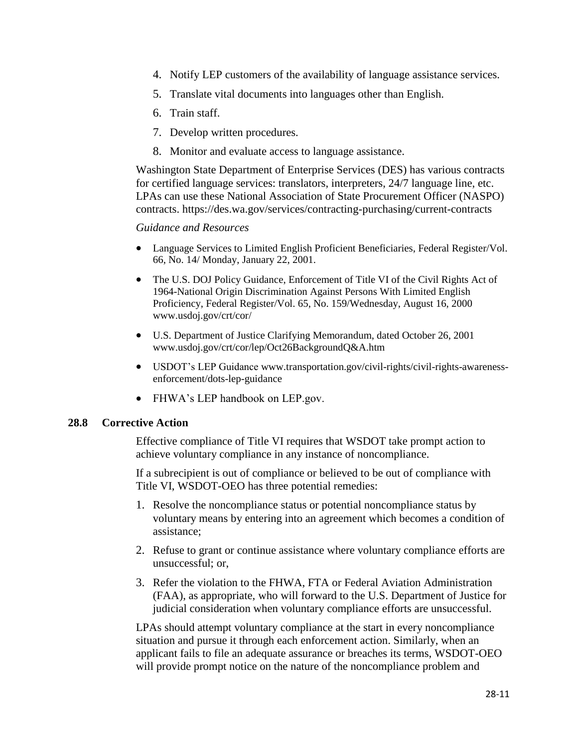4. Notify LEP customers of the availability of language assistance services.
5. Translate vital documents into languages other than English.
6. Train staff.
7. Develop written procedures.
8. Monitor and evaluate access to language assistance.

Washington State Department of Enterprise Services (DES) has various contracts for certified language services: translators, interpreters, 24/7 language line, etc. LPAs can use these National Association of State Procurement Officer (NASPO) contracts. https://des.wa.gov/services/contracting-purchasing/current-contracts

*Guidance and Resources*

- Language Services to Limited English Proficient Beneficiaries, Federal Register/Vol. 66, No. 14/ Monday, January 22, 2001.
- The U.S. DOJ Policy Guidance, Enforcement of Title VI of the Civil Rights Act of 1964-National Origin Discrimination Against Persons With Limited English Proficiency, Federal Register/Vol. 65, No. 159/Wednesday, August 16, 2000 www.usdoj.gov/crt/cor/
- U.S. Department of Justice Clarifying Memorandum, dated October 26, 2001 www.usdoj.gov/crt/cor/lep/Oct26BackgroundQ&A.htm
- USDOT's LEP Guidance www.transportation.gov/civil-rights/civil-rights-awareness-enforcement/dots-lep-guidance
- FHWA's LEP handbook on LEP.gov.

## 28.8 Corrective Action

Effective compliance of Title VI requires that WSDOT take prompt action to achieve voluntary compliance in any instance of noncompliance.

If a subrecipient is out of compliance or believed to be out of compliance with Title VI, WSDOT-OEO has three potential remedies:

1. Resolve the noncompliance status or potential noncompliance status by voluntary means by entering into an agreement which becomes a condition of assistance;
2. Refuse to grant or continue assistance where voluntary compliance efforts are unsuccessful; or,
3. Refer the violation to the FHWA, FTA or Federal Aviation Administration (FAA), as appropriate, who will forward to the U.S. Department of Justice for judicial consideration when voluntary compliance efforts are unsuccessful.

LPAs should attempt voluntary compliance at the start in every noncompliance situation and pursue it through each enforcement action. Similarly, when an applicant fails to file an adequate assurance or breaches its terms, WSDOT-OEO will provide prompt notice on the nature of the noncompliance problem and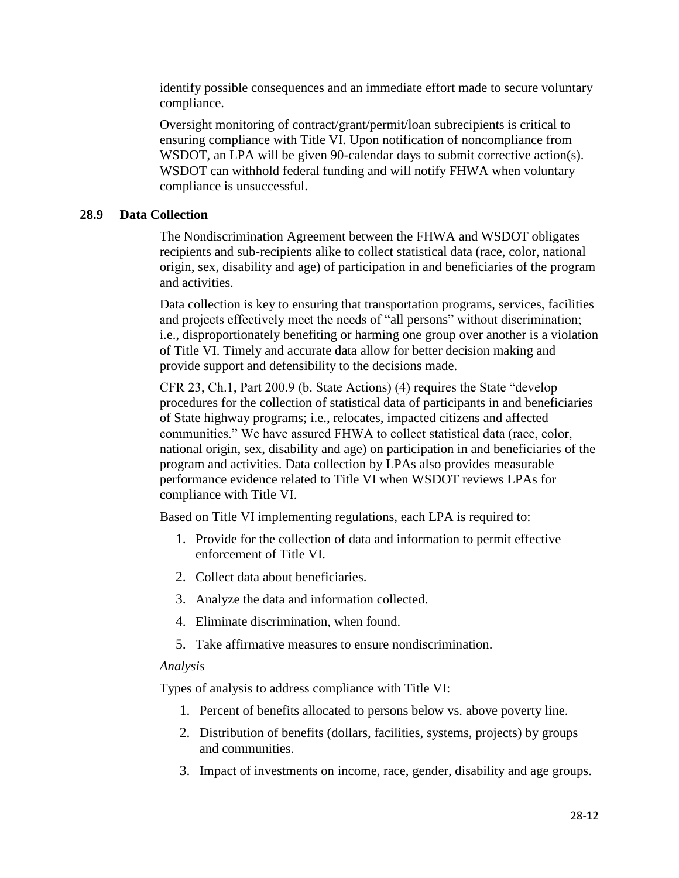identify possible consequences and an immediate effort made to secure voluntary compliance.

Oversight monitoring of contract/grant/permit/loan subrecipients is critical to ensuring compliance with Title VI. Upon notification of noncompliance from WSDOT, an LPA will be given 90-calendar days to submit corrective action(s). WSDOT can withhold federal funding and will notify FHWA when voluntary compliance is unsuccessful.

## 28.9 Data Collection

The Nondiscrimination Agreement between the FHWA and WSDOT obligates recipients and sub-recipients alike to collect statistical data (race, color, national origin, sex, disability and age) of participation in and beneficiaries of the program and activities.

Data collection is key to ensuring that transportation programs, services, facilities and projects effectively meet the needs of "all persons" without discrimination; i.e., disproportionately benefiting or harming one group over another is a violation of Title VI. Timely and accurate data allow for better decision making and provide support and defensibility to the decisions made.

CFR 23, Ch.1, Part 200.9 (b. State Actions) (4) requires the State "develop procedures for the collection of statistical data of participants in and beneficiaries of State highway programs; i.e., relocates, impacted citizens and affected communities." We have assured FHWA to collect statistical data (race, color, national origin, sex, disability and age) on participation in and beneficiaries of the program and activities. Data collection by LPAs also provides measurable performance evidence related to Title VI when WSDOT reviews LPAs for compliance with Title VI.

Based on Title VI implementing regulations, each LPA is required to:

1. Provide for the collection of data and information to permit effective enforcement of Title VI.
2. Collect data about beneficiaries.
3. Analyze the data and information collected.
4. Eliminate discrimination, when found.
5. Take affirmative measures to ensure nondiscrimination.

*Analysis*

Types of analysis to address compliance with Title VI:

1. Percent of benefits allocated to persons below vs. above poverty line.
2. Distribution of benefits (dollars, facilities, systems, projects) by groups and communities.
3. Impact of investments on income, race, gender, disability and age groups.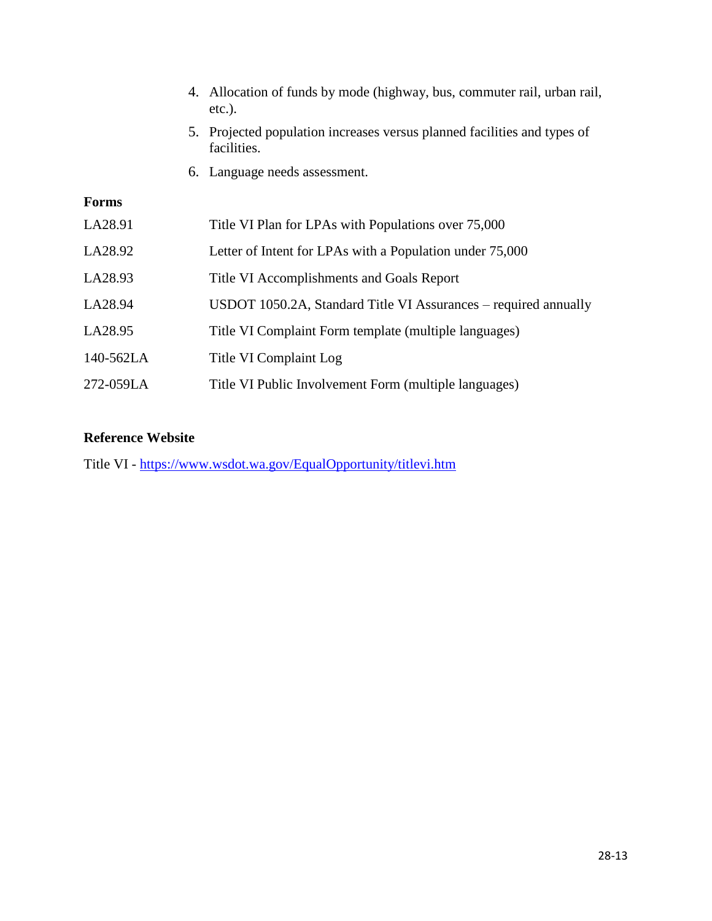4. Allocation of funds by mode (highway, bus, commuter rail, urban rail, etc.).
5. Projected population increases versus planned facilities and types of facilities.
6. Language needs assessment.

**Forms**

| | |
|---|---|
| LA28.91 | Title VI Plan for LPAs with Populations over 75,000 |
| LA28.92 | Letter of Intent for LPAs with a Population under 75,000 |
| LA28.93 | Title VI Accomplishments and Goals Report |
| LA28.94 | USDOT 1050.2A, Standard Title VI Assurances – required annually |
| LA28.95 | Title VI Complaint Form template (multiple languages) |
| 140-562LA | Title VI Complaint Log |
| 272-059LA | Title VI Public Involvement Form (multiple languages) |

**Reference Website**

Title VI - https://www.wsdot.wa.gov/EqualOpportunity/titlevi.htm